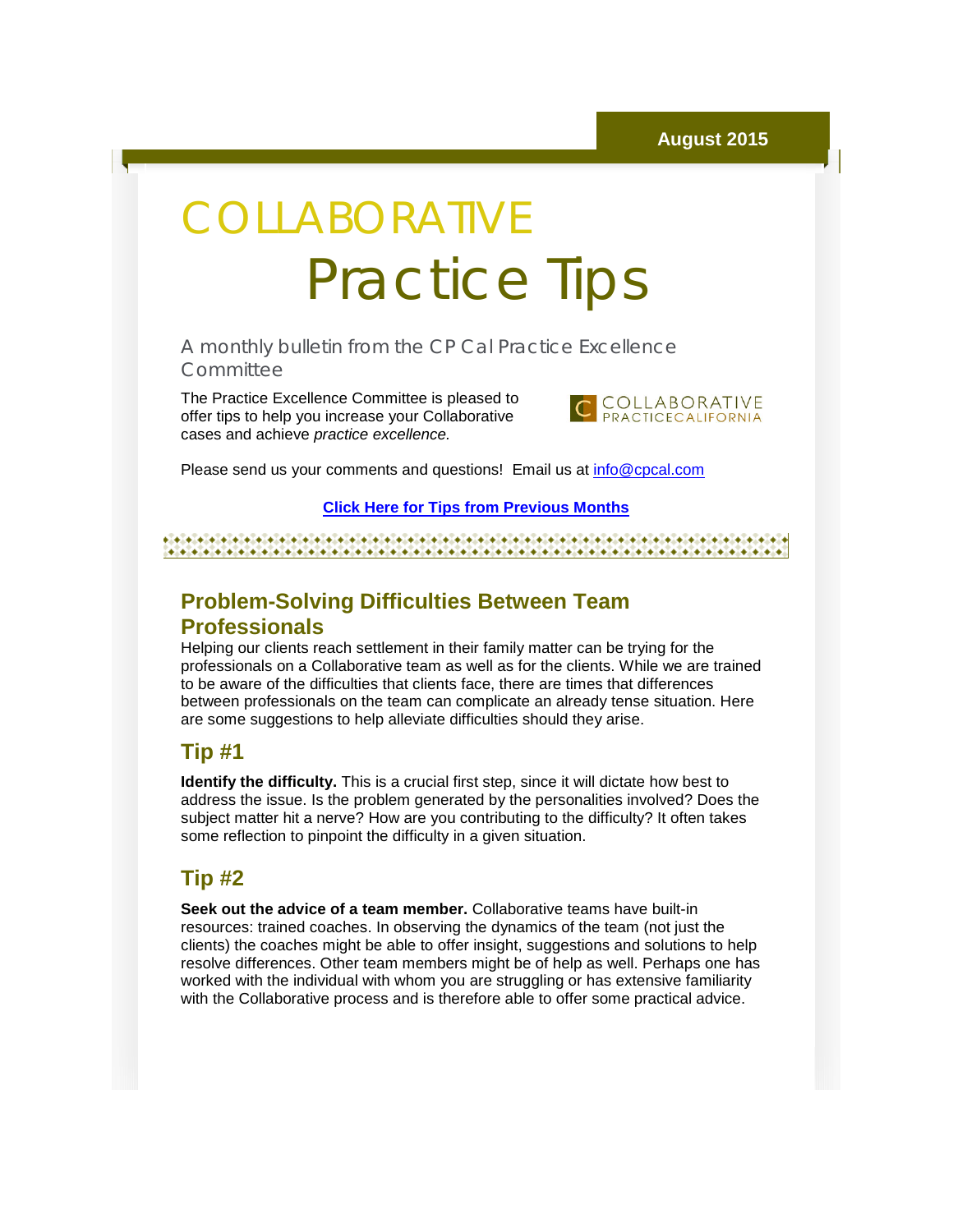August 2015

# COLLABORATIVE Practice Tips

A monthly bulletin from the CP Cal Practice Excellence Committee

The Practice Excellence Committee is pleased to offer tips to help you increase your Collaborative cases and achieve *practice excellence.*

COLLABORATIVE PRACTICECALIFORNIA

Please send us your comments and questions! Email us at info@cpcal.com

**Click Here for Tips from Previous Months**

## Problem-Solving Difficulties Between Team Professionals

Helping our clients reach settlement in their family matter can be trying for the professionals on a Collaborative team as well as for the clients. While we are trained to be aware of the difficulties that clients face, there are times that differences between professionals on the team can complicate an already tense situation. Here are some suggestions to help alleviate difficulties should they arise.

### Tip #1

**Identify the difficulty.** This is a crucial first step, since it will dictate how best to address the issue. Is the problem generated by the personalities involved? Does the subject matter hit a nerve? How are you contributing to the difficulty? It often takes some reflection to pinpoint the difficulty in a given situation.

### Tip #2

**Seek out the advice of a team member.** Collaborative teams have built-in resources: trained coaches. In observing the dynamics of the team (not just the clients) the coaches might be able to offer insight, suggestions and solutions to help resolve differences. Other team members might be of help as well. Perhaps one has worked with the individual with whom you are struggling or has extensive familiarity with the Collaborative process and is therefore able to offer some practical advice.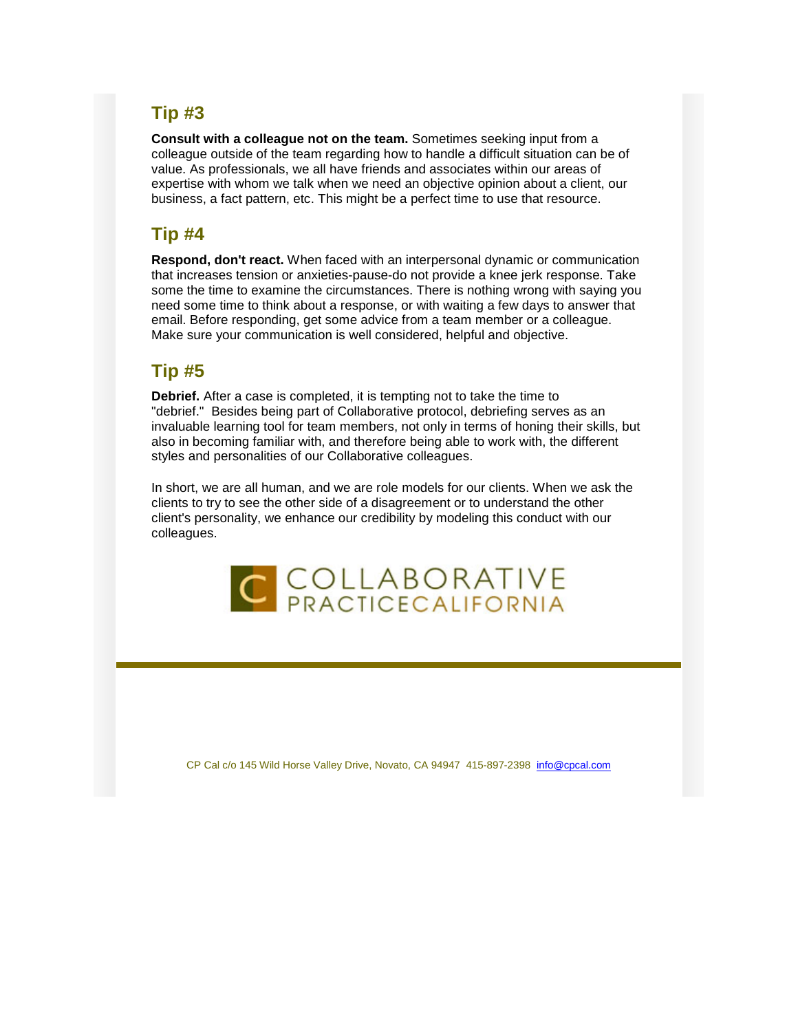## Tip #3

**Consult with a colleague not on the team.** Sometimes seeking input from a colleague outside of the team regarding how to handle a difficult situation can be of value. As professionals, we all have friends and associates within our areas of expertise with whom we talk when we need an objective opinion about a client, our business, a fact pattern, etc. This might be a perfect time to use that resource.

## Tip #4

**Respond, don't react.** When faced with an interpersonal dynamic or communication that increases tension or anxieties-pause-do not provide a knee jerk response. Take some the time to examine the circumstances. There is nothing wrong with saying you need some time to think about a response, or with waiting a few days to answer that email. Before responding, get some advice from a team member or a colleague. Make sure your communication is well considered, helpful and objective.

## Tip #5

**Debrief.** After a case is completed, it is tempting not to take the time to "debrief." Besides being part of Collaborative protocol, debriefing serves as an invaluable learning tool for team members, not only in terms of honing their skills, but also in becoming familiar with, and therefore being able to work with, the different styles and personalities of our Collaborative colleagues.

In short, we are all human, and we are role models for our clients. When we ask the clients to try to see the other side of a disagreement or to understand the other client's personality, we enhance our credibility by modeling this conduct with our colleagues.

COLLABORATIVE PRACTICECALIFORNIA

CP Cal c/o 145 Wild Horse Valley Drive, Novato, CA 94947 415-897-2398 info@cpcal.com